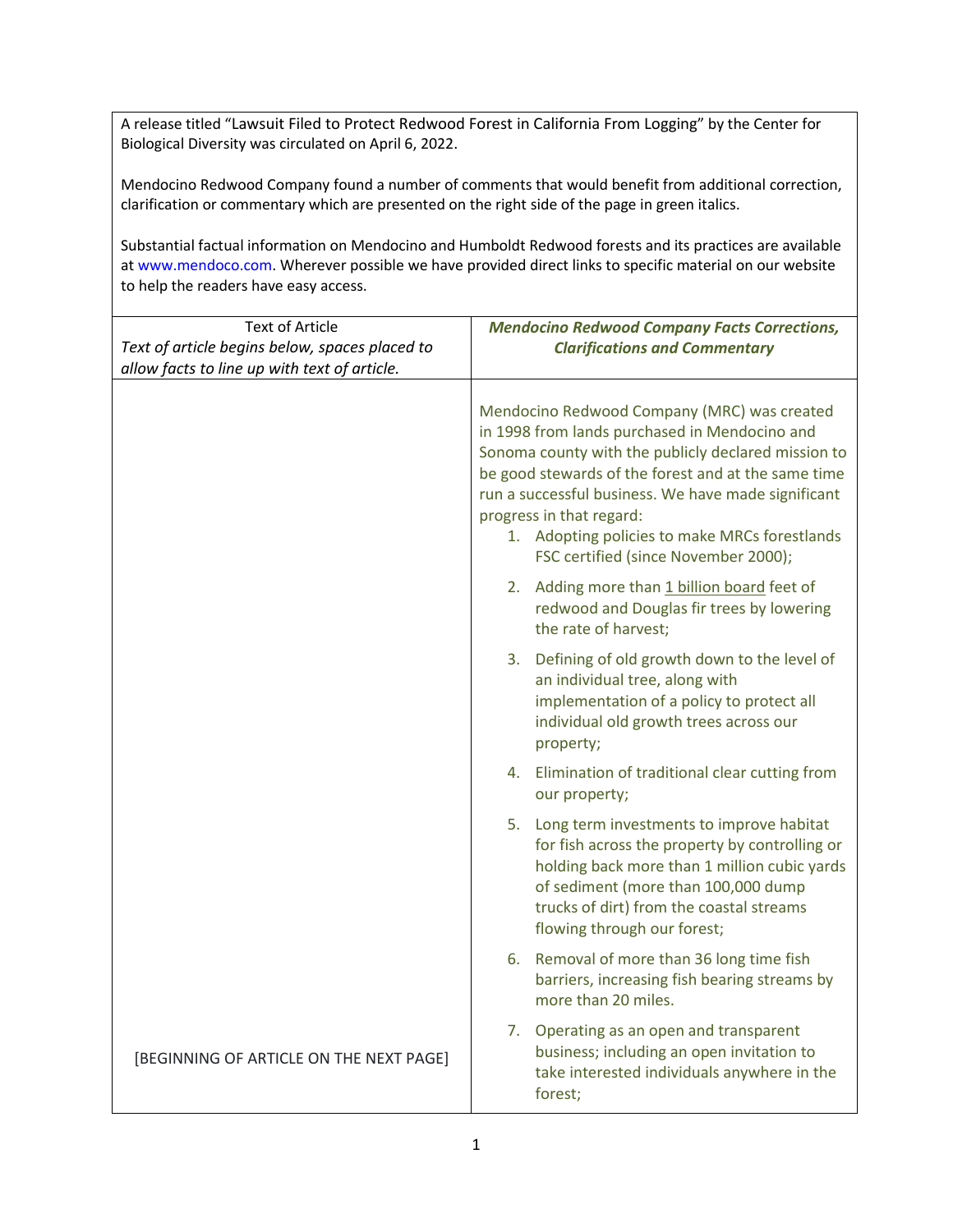A release titled "Lawsuit Filed to Protect Redwood Forest in California From Logging" by the Center for Biological Diversity was circulated on April 6, 2022.

Mendocino Redwood Company found a number of comments that would benefit from additional correction, clarification or commentary which are presented on the right side of the page in green italics.

Substantial factual information on Mendocino and Humboldt Redwood forests and its practices are available at www.mendoco.com. Wherever possible we have provided direct links to specific material on our website to help the readers have easy access.

| Text of Article<br>*Text of article begins below, spaces placed to allow facts to line up with text of article.* | ***Mendocino Redwood Company Facts Corrections, Clarifications and Commentary*** |
|---|---|
| [BEGINNING OF ARTICLE ON THE NEXT PAGE] | Mendocino Redwood Company (MRC) was created in 1998 from lands purchased in Mendocino and Sonoma county with the publicly declared mission to be good stewards of the forest and at the same time run a successful business. We have made significant progress in that regard:<br>1. Adopting policies to make MRCs forestlands FSC certified (since November 2000);<br>2. Adding more than 1 billion board feet of redwood and Douglas fir trees by lowering the rate of harvest;<br>3. Defining of old growth down to the level of an individual tree, along with implementation of a policy to protect all individual old growth trees across our property;<br>4. Elimination of traditional clear cutting from our property;<br>5. Long term investments to improve habitat for fish across the property by controlling or holding back more than 1 million cubic yards of sediment (more than 100,000 dump trucks of dirt) from the coastal streams flowing through our forest;<br>6. Removal of more than 36 long time fish barriers, increasing fish bearing streams by more than 20 miles.<br>7. Operating as an open and transparent business; including an open invitation to take interested individuals anywhere in the forest; |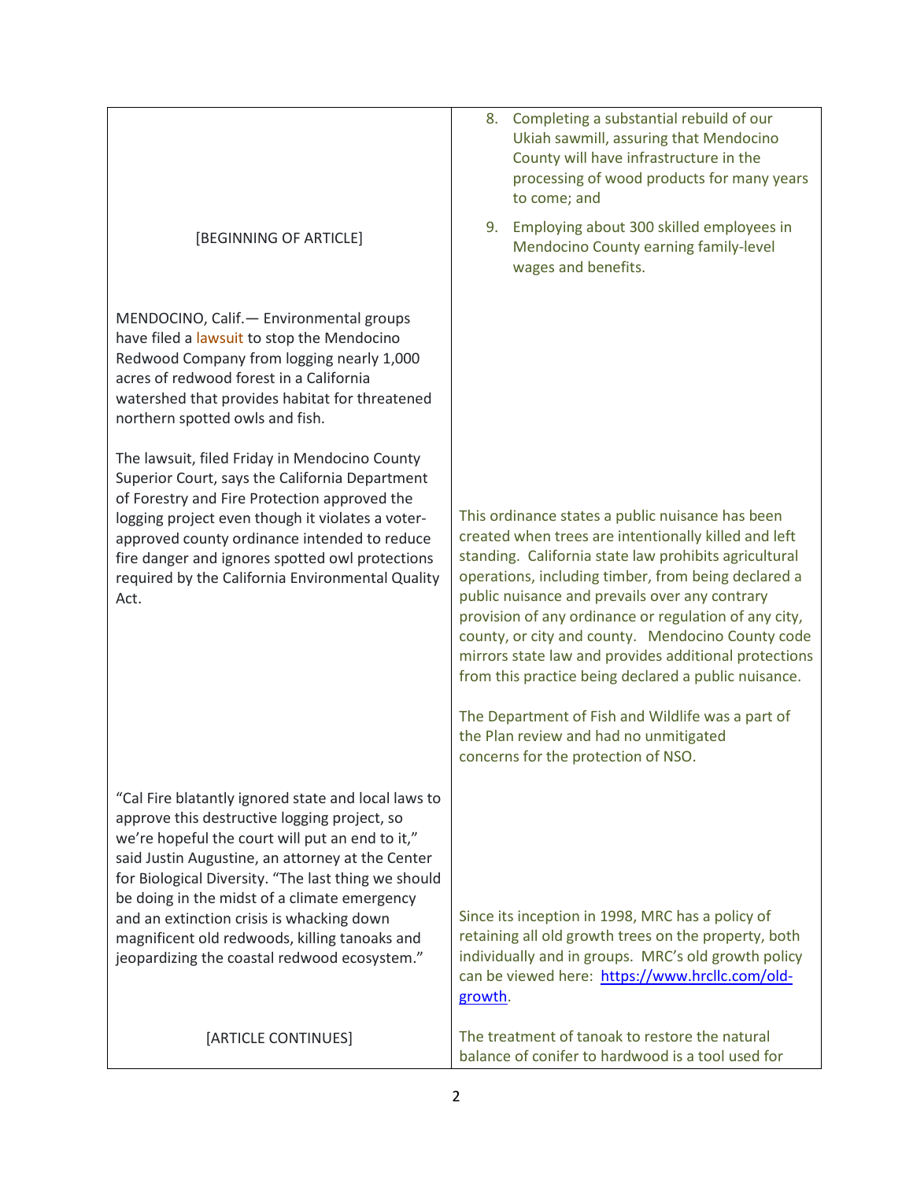| | |
|---|---|
| [BEGINNING OF ARTICLE] | 8. Completing a substantial rebuild of our Ukiah sawmill, assuring that Mendocino County will have infrastructure in the processing of wood products for many years to come; and<br><br>9. Employing about 300 skilled employees in Mendocino County earning family-level wages and benefits. |
| MENDOCINO, Calif.— Environmental groups have filed a lawsuit to stop the Mendocino Redwood Company from logging nearly 1,000 acres of redwood forest in a California watershed that provides habitat for threatened northern spotted owls and fish. | |
| The lawsuit, filed Friday in Mendocino County Superior Court, says the California Department of Forestry and Fire Protection approved the logging project even though it violates a voter-approved county ordinance intended to reduce fire danger and ignores spotted owl protections required by the California Environmental Quality Act. | This ordinance states a public nuisance has been created when trees are intentionally killed and left standing. California state law prohibits agricultural operations, including timber, from being declared a public nuisance and prevails over any contrary provision of any ordinance or regulation of any city, county, or city and county. Mendocino County code mirrors state law and provides additional protections from this practice being declared a public nuisance.<br><br>The Department of Fish and Wildlife was a part of the Plan review and had no unmitigated concerns for the protection of NSO. |
| "Cal Fire blatantly ignored state and local laws to approve this destructive logging project, so we're hopeful the court will put an end to it," said Justin Augustine, an attorney at the Center for Biological Diversity. "The last thing we should be doing in the midst of a climate emergency and an extinction crisis is whacking down magnificent old redwoods, killing tanoaks and jeopardizing the coastal redwood ecosystem." | Since its inception in 1998, MRC has a policy of retaining all old growth trees on the property, both individually and in groups. MRC's old growth policy can be viewed here: https://www.hrcllc.com/old-growth. |
| [ARTICLE CONTINUES] | The treatment of tanoak to restore the natural balance of conifer to hardwood is a tool used for |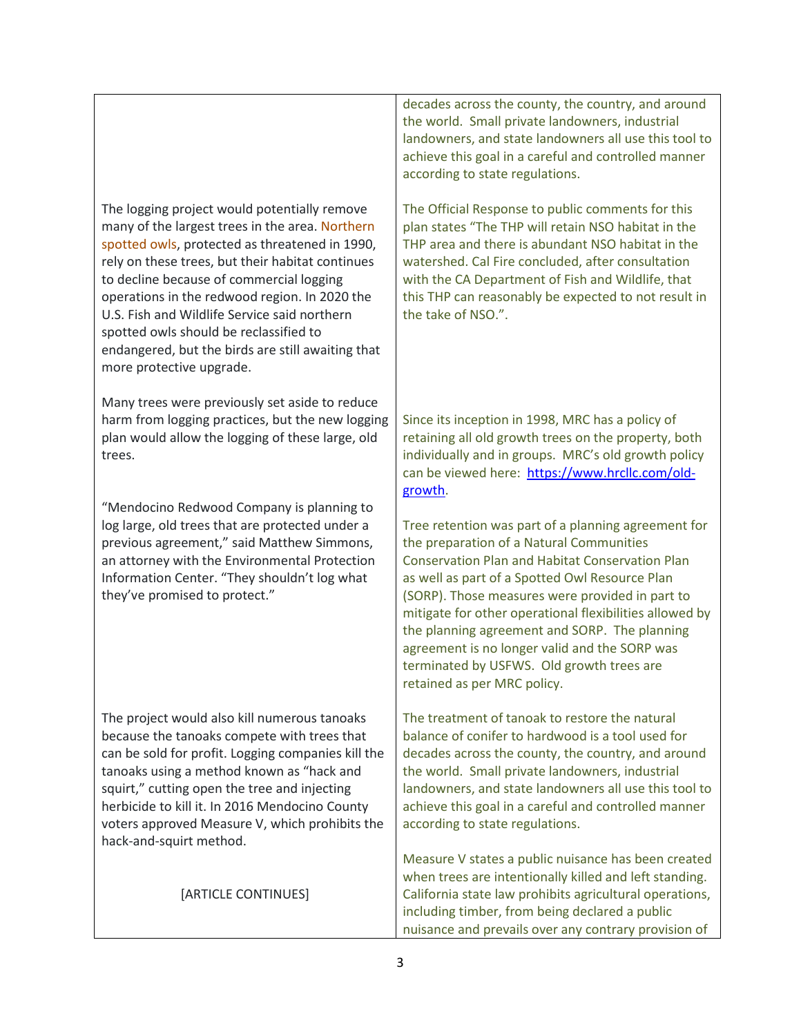| | |
|---|---|
| | decades across the county, the country, and around the world. Small private landowners, industrial landowners, and state landowners all use this tool to achieve this goal in a careful and controlled manner according to state regulations. |
| The logging project would potentially remove many of the largest trees in the area. Northern spotted owls, protected as threatened in 1990, rely on these trees, but their habitat continues to decline because of commercial logging operations in the redwood region. In 2020 the U.S. Fish and Wildlife Service said northern spotted owls should be reclassified to endangered, but the birds are still awaiting that more protective upgrade. | The Official Response to public comments for this plan states "The THP will retain NSO habitat in the THP area and there is abundant NSO habitat in the watershed. Cal Fire concluded, after consultation with the CA Department of Fish and Wildlife, that this THP can reasonably be expected to not result in the take of NSO.". |
| Many trees were previously set aside to reduce harm from logging practices, but the new logging plan would allow the logging of these large, old trees. | Since its inception in 1998, MRC has a policy of retaining all old growth trees on the property, both individually and in groups. MRC's old growth policy can be viewed here: [https://www.hrcllc.com/old-growth](https://www.hrcllc.com/old-growth). |
| "Mendocino Redwood Company is planning to log large, old trees that are protected under a previous agreement," said Matthew Simmons, an attorney with the Environmental Protection Information Center. "They shouldn't log what they've promised to protect." | Tree retention was part of a planning agreement for the preparation of a Natural Communities Conservation Plan and Habitat Conservation Plan as well as part of a Spotted Owl Resource Plan (SORP). Those measures were provided in part to mitigate for other operational flexibilities allowed by the planning agreement and SORP. The planning agreement is no longer valid and the SORP was terminated by USFWS. Old growth trees are retained as per MRC policy. |
| The project would also kill numerous tanoaks because the tanoaks compete with trees that can be sold for profit. Logging companies kill the tanoaks using a method known as "hack and squirt," cutting open the tree and injecting herbicide to kill it. In 2016 Mendocino County voters approved Measure V, which prohibits the hack-and-squirt method. | The treatment of tanoak to restore the natural balance of conifer to hardwood is a tool used for decades across the county, the country, and around the world. Small private landowners, industrial landowners, and state landowners all use this tool to achieve this goal in a careful and controlled manner according to state regulations. |
| [ARTICLE CONTINUES] | Measure V states a public nuisance has been created when trees are intentionally killed and left standing. California state law prohibits agricultural operations, including timber, from being declared a public nuisance and prevails over any contrary provision of |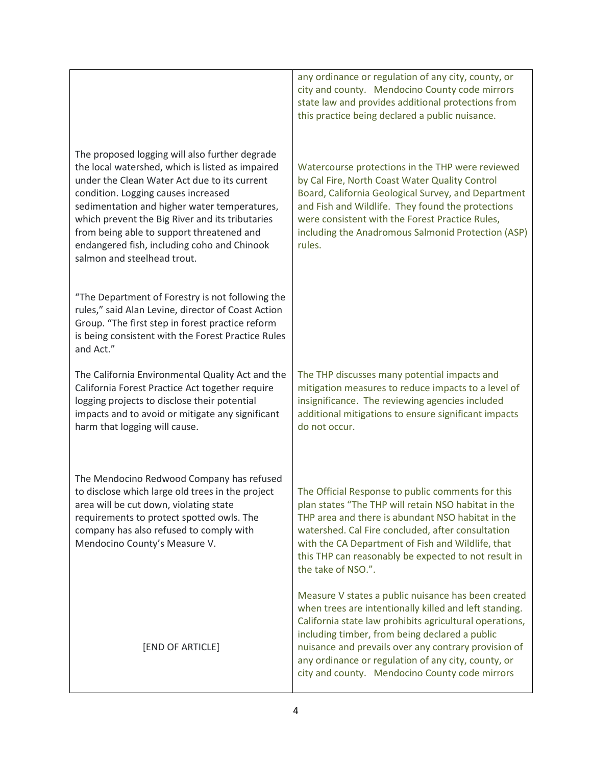| | |
|---|---|
| | any ordinance or regulation of any city, county, or city and county. Mendocino County code mirrors state law and provides additional protections from this practice being declared a public nuisance. |
| The proposed logging will also further degrade the local watershed, which is listed as impaired under the Clean Water Act due to its current condition. Logging causes increased sedimentation and higher water temperatures, which prevent the Big River and its tributaries from being able to support threatened and endangered fish, including coho and Chinook salmon and steelhead trout. | Watercourse protections in the THP were reviewed by Cal Fire, North Coast Water Quality Control Board, California Geological Survey, and Department and Fish and Wildlife. They found the protections were consistent with the Forest Practice Rules, including the Anadromous Salmonid Protection (ASP) rules. |
| "The Department of Forestry is not following the rules," said Alan Levine, director of Coast Action Group. "The first step in forest practice reform is being consistent with the Forest Practice Rules and Act." | |
| The California Environmental Quality Act and the California Forest Practice Act together require logging projects to disclose their potential impacts and to avoid or mitigate any significant harm that logging will cause. | The THP discusses many potential impacts and mitigation measures to reduce impacts to a level of insignificance. The reviewing agencies included additional mitigations to ensure significant impacts do not occur. |
| The Mendocino Redwood Company has refused to disclose which large old trees in the project area will be cut down, violating state requirements to protect spotted owls. The company has also refused to comply with Mendocino County's Measure V. | The Official Response to public comments for this plan states "The THP will retain NSO habitat in the THP area and there is abundant NSO habitat in the watershed. Cal Fire concluded, after consultation with the CA Department of Fish and Wildlife, that this THP can reasonably be expected to not result in the take of NSO.". |
| [END OF ARTICLE] | Measure V states a public nuisance has been created when trees are intentionally killed and left standing. California state law prohibits agricultural operations, including timber, from being declared a public nuisance and prevails over any contrary provision of any ordinance or regulation of any city, county, or city and county. Mendocino County code mirrors |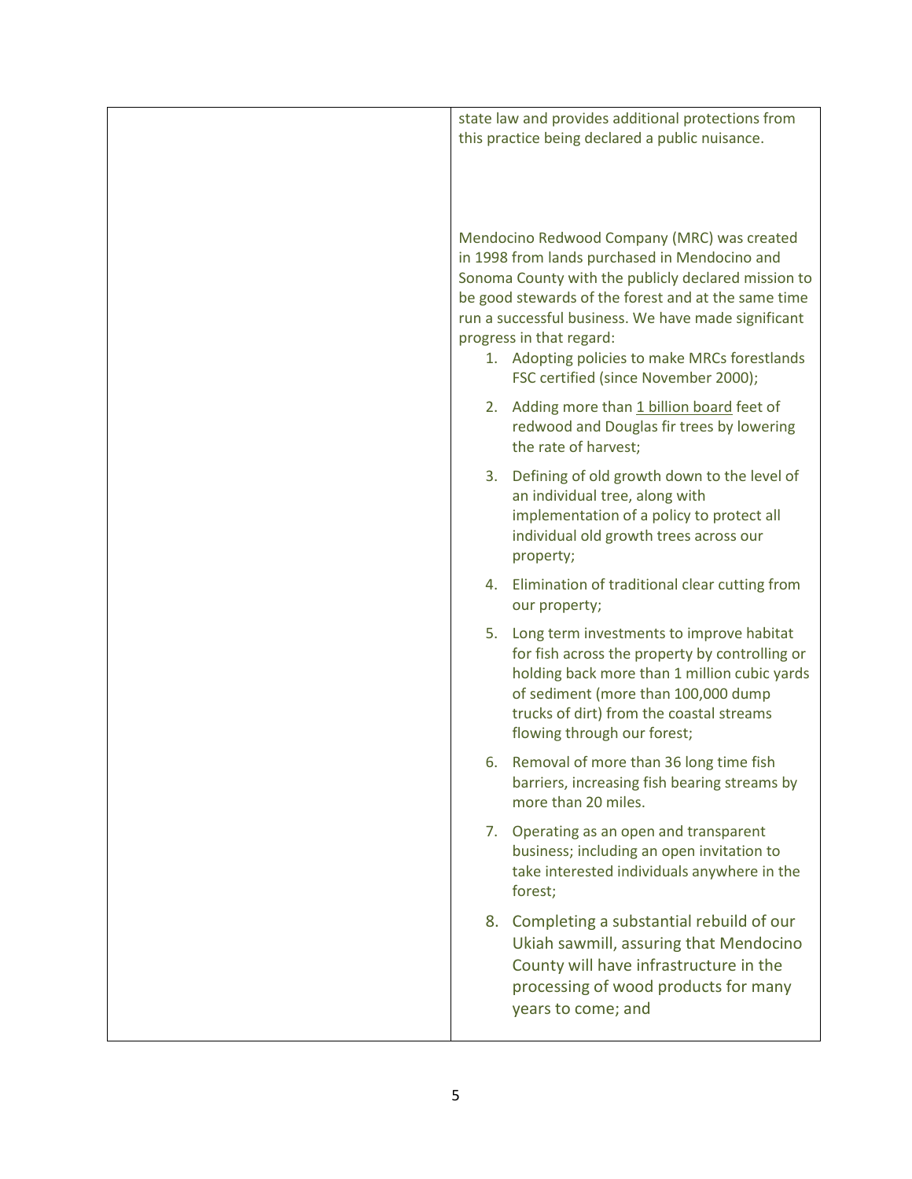| | state law and provides additional protections from this practice being declared a public nuisance.<br><br>Mendocino Redwood Company (MRC) was created in 1998 from lands purchased in Mendocino and Sonoma County with the publicly declared mission to be good stewards of the forest and at the same time run a successful business. We have made significant progress in that regard:<br>1. Adopting policies to make MRCs forestlands FSC certified (since November 2000);<br>2. Adding more than 1 billion board feet of redwood and Douglas fir trees by lowering the rate of harvest;<br>3. Defining of old growth down to the level of an individual tree, along with implementation of a policy to protect all individual old growth trees across our property;<br>4. Elimination of traditional clear cutting from our property;<br>5. Long term investments to improve habitat for fish across the property by controlling or holding back more than 1 million cubic yards of sediment (more than 100,000 dump trucks of dirt) from the coastal streams flowing through our forest;<br>6. Removal of more than 36 long time fish barriers, increasing fish bearing streams by more than 20 miles.<br>7. Operating as an open and transparent business; including an open invitation to take interested individuals anywhere in the forest;<br>8. Completing a substantial rebuild of our Ukiah sawmill, assuring that Mendocino County will have infrastructure in the processing of wood products for many years to come; and |
|---|---|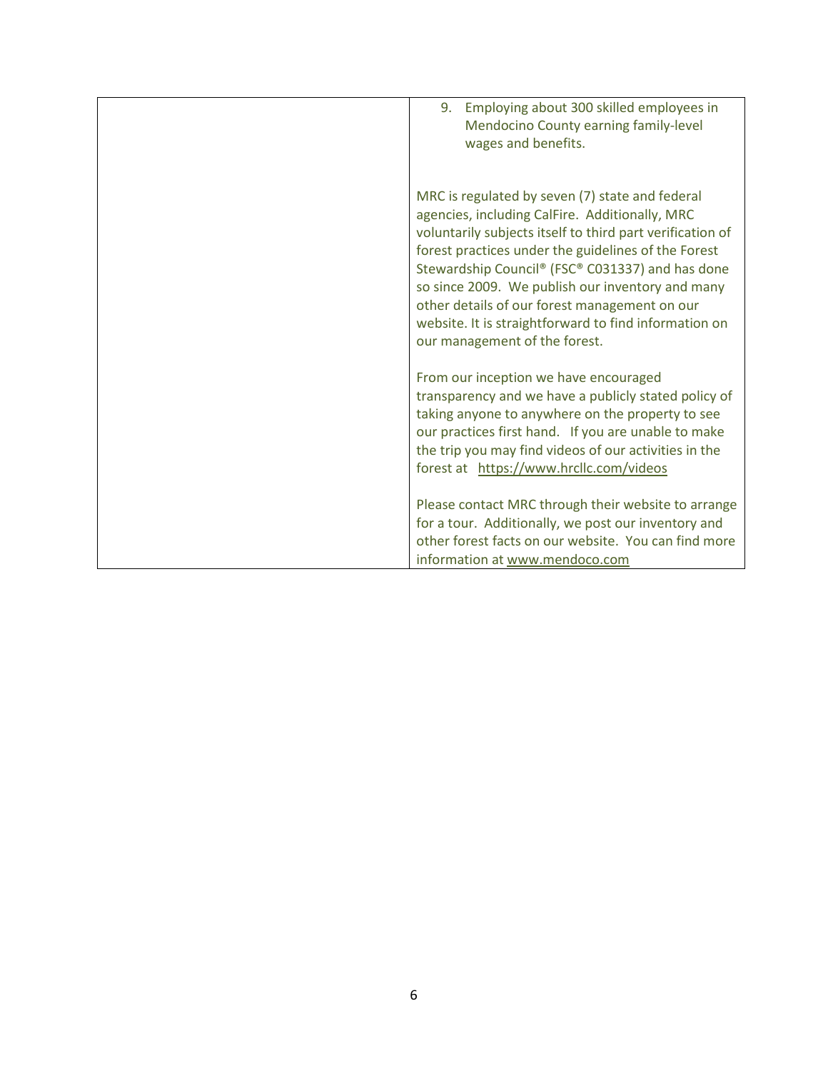| | |
|---|---|
| | 9. Employing about 300 skilled employees in Mendocino County earning family-level wages and benefits.<br><br>MRC is regulated by seven (7) state and federal agencies, including CalFire. Additionally, MRC voluntarily subjects itself to third part verification of forest practices under the guidelines of the Forest Stewardship Council® (FSC® C031337) and has done so since 2009. We publish our inventory and many other details of our forest management on our website. It is straightforward to find information on our management of the forest.<br><br>From our inception we have encouraged transparency and we have a publicly stated policy of taking anyone to anywhere on the property to see our practices first hand. If you are unable to make the trip you may find videos of our activities in the forest at https://www.hrcllc.com/videos<br><br>Please contact MRC through their website to arrange for a tour. Additionally, we post our inventory and other forest facts on our website. You can find more information at www.mendoco.com |